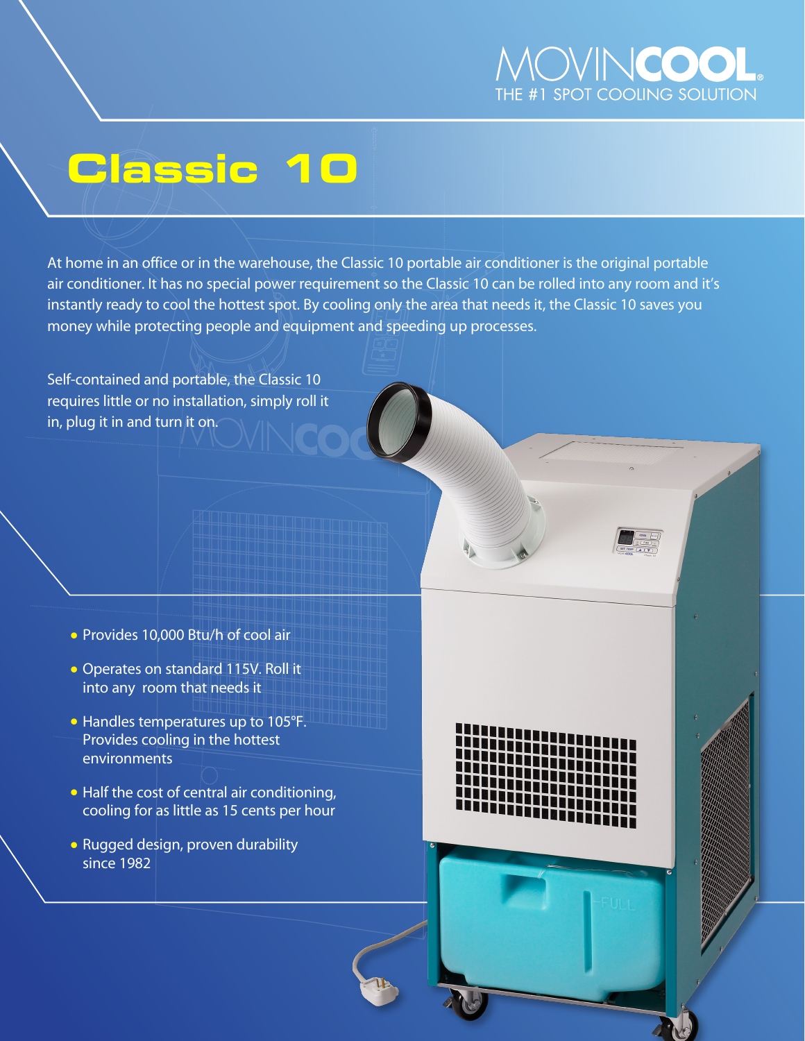MOVINCOOL
THE #1 SPOT COOLING SOLUTION

# Classic 10

At home in an office or in the warehouse, the Classic 10 portable air conditioner is the original portable air conditioner. It has no special power requirement so the Classic 10 can be rolled into any room and it's instantly ready to cool the hottest spot. By cooling only the area that needs it, the Classic 10 saves you money while protecting people and equipment and speeding up processes.

Self-contained and portable, the Classic 10 requires little or no installation, simply roll it in, plug it in and turn it on.

- Provides 10,000 Btu/h of cool air
- Operates on standard 115V. Roll it into any room that needs it
- Handles temperatures up to 105°F. Provides cooling in the hottest environments
- Half the cost of central air conditioning, cooling for as little as 15 cents per hour
- Rugged design, proven durability since 1982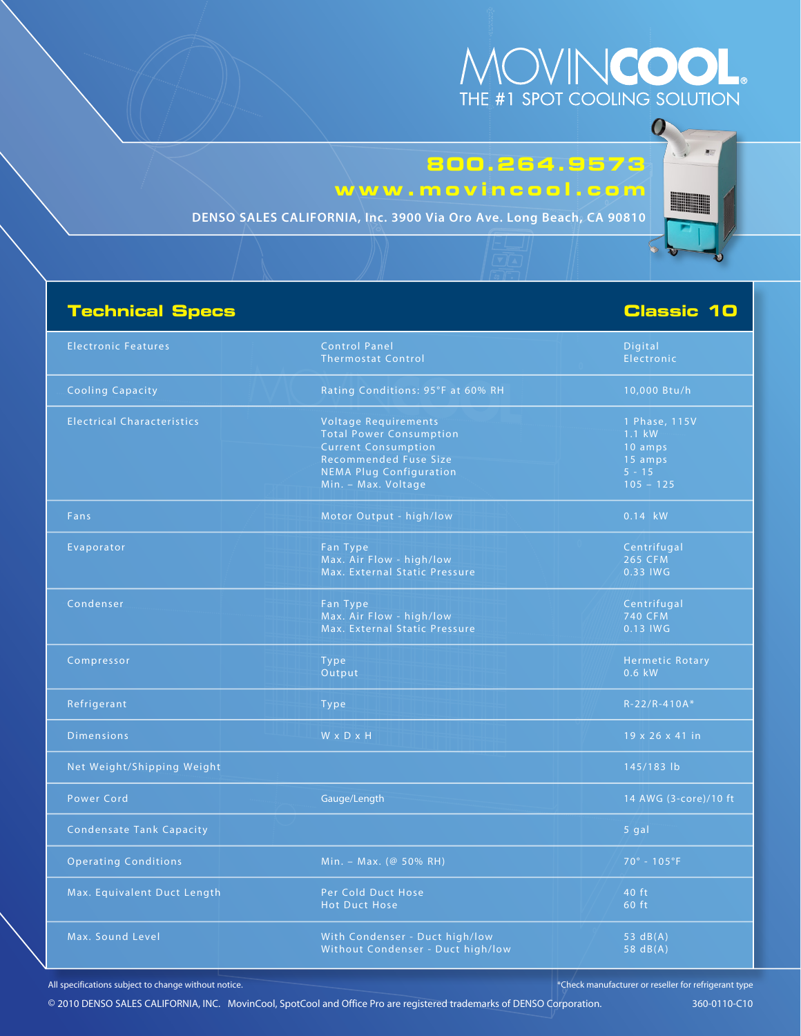# MOVINCOOL®

THE #1 SPOT COOLING SOLUTION

**800.264.9573**

**www.movincool.com**

DENSO SALES CALIFORNIA, Inc. 3900 Via Oro Ave. Long Beach, CA 90810

| Technical Specs | | Classic 10 |
|---|---|---|
| Electronic Features | Control Panel<br>Thermostat Control | Digital<br>Electronic |
| Cooling Capacity | Rating Conditions: 95°F at 60% RH | 10,000 Btu/h |
| Electrical Characteristics | Voltage Requirements<br>Total Power Consumption<br>Current Consumption<br>Recommended Fuse Size<br>NEMA Plug Configuration<br>Min. – Max. Voltage | 1 Phase, 115V<br>1.1 kW<br>10 amps<br>15 amps<br>5 - 15<br>105 – 125 |
| Fans | Motor Output - high/low | 0.14 kW |
| Evaporator | Fan Type<br>Max. Air Flow - high/low<br>Max. External Static Pressure | Centrifugal<br>265 CFM<br>0.33 IWG |
| Condenser | Fan Type<br>Max. Air Flow - high/low<br>Max. External Static Pressure | Centrifugal<br>740 CFM<br>0.13 IWG |
| Compressor | Type<br>Output | Hermetic Rotary<br>0.6 kW |
| Refrigerant | Type | R-22/R-410A* |
| Dimensions | W x D x H | 19 x 26 x 41 in |
| Net Weight/Shipping Weight | | 145/183 lb |
| Power Cord | Gauge/Length | 14 AWG (3-core)/10 ft |
| Condensate Tank Capacity | | 5 gal |
| Operating Conditions | Min. – Max. (@ 50% RH) | 70° - 105°F |
| Max. Equivalent Duct Length | Per Cold Duct Hose<br>Hot Duct Hose | 40 ft<br>60 ft |
| Max. Sound Level | With Condenser - Duct high/low<br>Without Condenser - Duct high/low | 53 dB(A)<br>58 dB(A) |

All specifications subject to change without notice.

*Check manufacturer or reseller for refrigerant type

© 2010 DENSO SALES CALIFORNIA, INC. MovinCool, SpotCool and Office Pro are registered trademarks of DENSO Corporation.

360-0110-C10